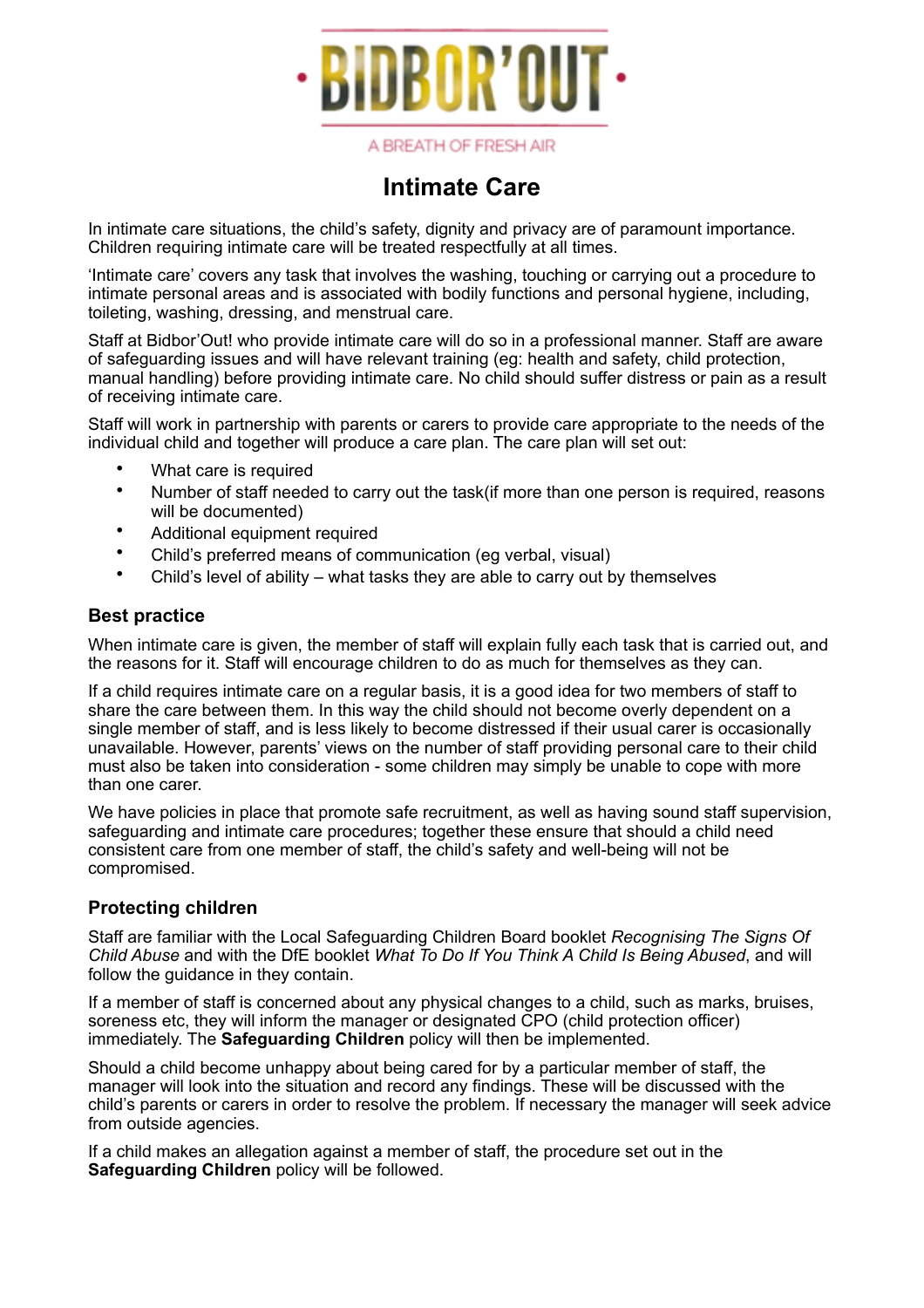# BIDBOR'OUT

A BREATH OF FRESH AIR

# Intimate Care

In intimate care situations, the child's safety, dignity and privacy are of paramount importance. Children requiring intimate care will be treated respectfully at all times.

'Intimate care' covers any task that involves the washing, touching or carrying out a procedure to intimate personal areas and is associated with bodily functions and personal hygiene, including, toileting, washing, dressing, and menstrual care.

Staff at Bidbor'Out! who provide intimate care will do so in a professional manner. Staff are aware of safeguarding issues and will have relevant training (eg: health and safety, child protection, manual handling) before providing intimate care. No child should suffer distress or pain as a result of receiving intimate care.

Staff will work in partnership with parents or carers to provide care appropriate to the needs of the individual child and together will produce a care plan. The care plan will set out:

- What care is required
- Number of staff needed to carry out the task(if more than one person is required, reasons will be documented)
- Additional equipment required
- Child's preferred means of communication (eg verbal, visual)
- Child's level of ability – what tasks they are able to carry out by themselves

## Best practice

When intimate care is given, the member of staff will explain fully each task that is carried out, and the reasons for it. Staff will encourage children to do as much for themselves as they can.

If a child requires intimate care on a regular basis, it is a good idea for two members of staff to share the care between them. In this way the child should not become overly dependent on a single member of staff, and is less likely to become distressed if their usual carer is occasionally unavailable. However, parents' views on the number of staff providing personal care to their child must also be taken into consideration - some children may simply be unable to cope with more than one carer.

We have policies in place that promote safe recruitment, as well as having sound staff supervision, safeguarding and intimate care procedures; together these ensure that should a child need consistent care from one member of staff, the child's safety and well-being will not be compromised.

## Protecting children

Staff are familiar with the Local Safeguarding Children Board booklet *Recognising The Signs Of Child Abuse* and with the DfE booklet *What To Do If You Think A Child Is Being Abused*, and will follow the guidance in they contain.

If a member of staff is concerned about any physical changes to a child, such as marks, bruises, soreness etc, they will inform the manager or designated CPO (child protection officer) immediately. The **Safeguarding Children** policy will then be implemented.

Should a child become unhappy about being cared for by a particular member of staff, the manager will look into the situation and record any findings. These will be discussed with the child's parents or carers in order to resolve the problem. If necessary the manager will seek advice from outside agencies.

If a child makes an allegation against a member of staff, the procedure set out in the **Safeguarding Children** policy will be followed.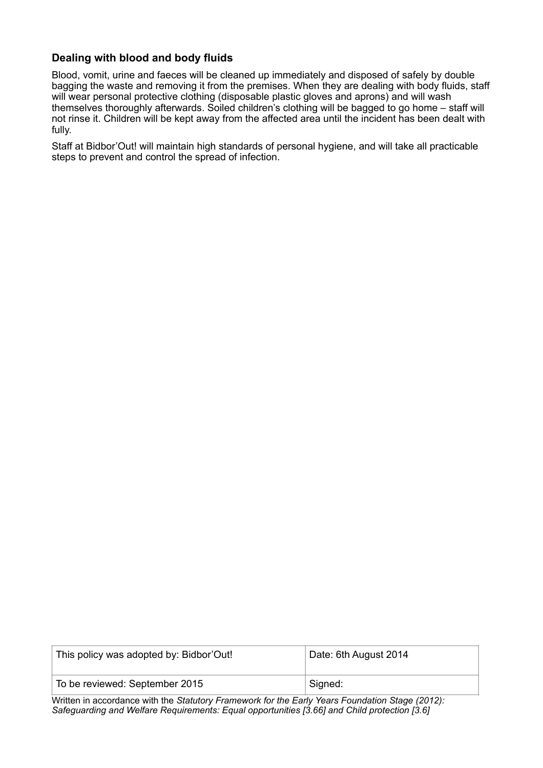### Dealing with blood and body fluids

Blood, vomit, urine and faeces will be cleaned up immediately and disposed of safely by double bagging the waste and removing it from the premises. When they are dealing with body fluids, staff will wear personal protective clothing (disposable plastic gloves and aprons) and will wash themselves thoroughly afterwards. Soiled children's clothing will be bagged to go home – staff will not rinse it. Children will be kept away from the affected area until the incident has been dealt with fully.

Staff at Bidbor'Out! will maintain high standards of personal hygiene, and will take all practicable steps to prevent and control the spread of infection.

| | |
|---|---|
| This policy was adopted by: Bidbor'Out! | Date: 6th August 2014 |
| To be reviewed: September 2015 | Signed: |

Written in accordance with the *Statutory Framework for the Early Years Foundation Stage (2012): Safeguarding and Welfare Requirements: Equal opportunities [3.66] and Child protection [3.6]*